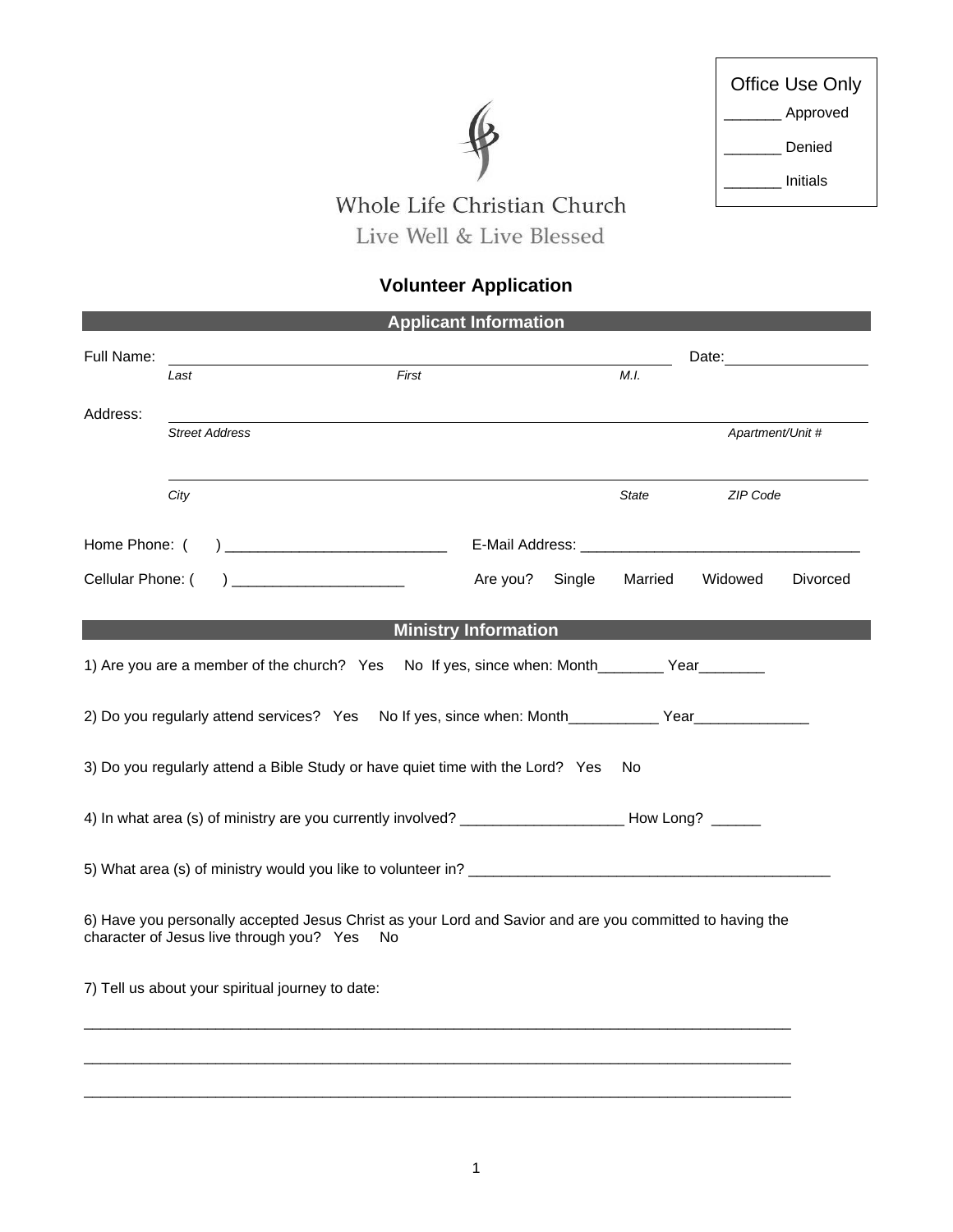Office Use Only

_______ Approved

_______ Denied

_______ Initials

Whole Life Christian Church

Live Well & Live Blessed

# Volunteer Application

## Applicant Information

Full Name: ______________________________________________ Date: ______________

*Last* *First* *M.I.*

Address: ________________________________________________________________

*Street Address* *Apartment/Unit #*

________________________________________________________________

*City* *State* *ZIP Code*

Home Phone: (     ) ___________________________ E-Mail Address: __________________________________

Cellular Phone: (     ) _____________________ Are you? Single Married Widowed Divorced

## Ministry Information

1) Are you are a member of the church? Yes No If yes, since when: Month________ Year________

2) Do you regularly attend services? Yes No If yes, since when: Month___________ Year______________

3) Do you regularly attend a Bible Study or have quiet time with the Lord? Yes No

4) In what area (s) of ministry are you currently involved? ____________________ How Long? ______

5) What area (s) of ministry would you like to volunteer in? _____________________________________________

6) Have you personally accepted Jesus Christ as your Lord and Savior and are you committed to having the character of Jesus live through you? Yes No

7) Tell us about your spiritual journey to date:

_________________________________________________________________________________________

_________________________________________________________________________________________

_________________________________________________________________________________________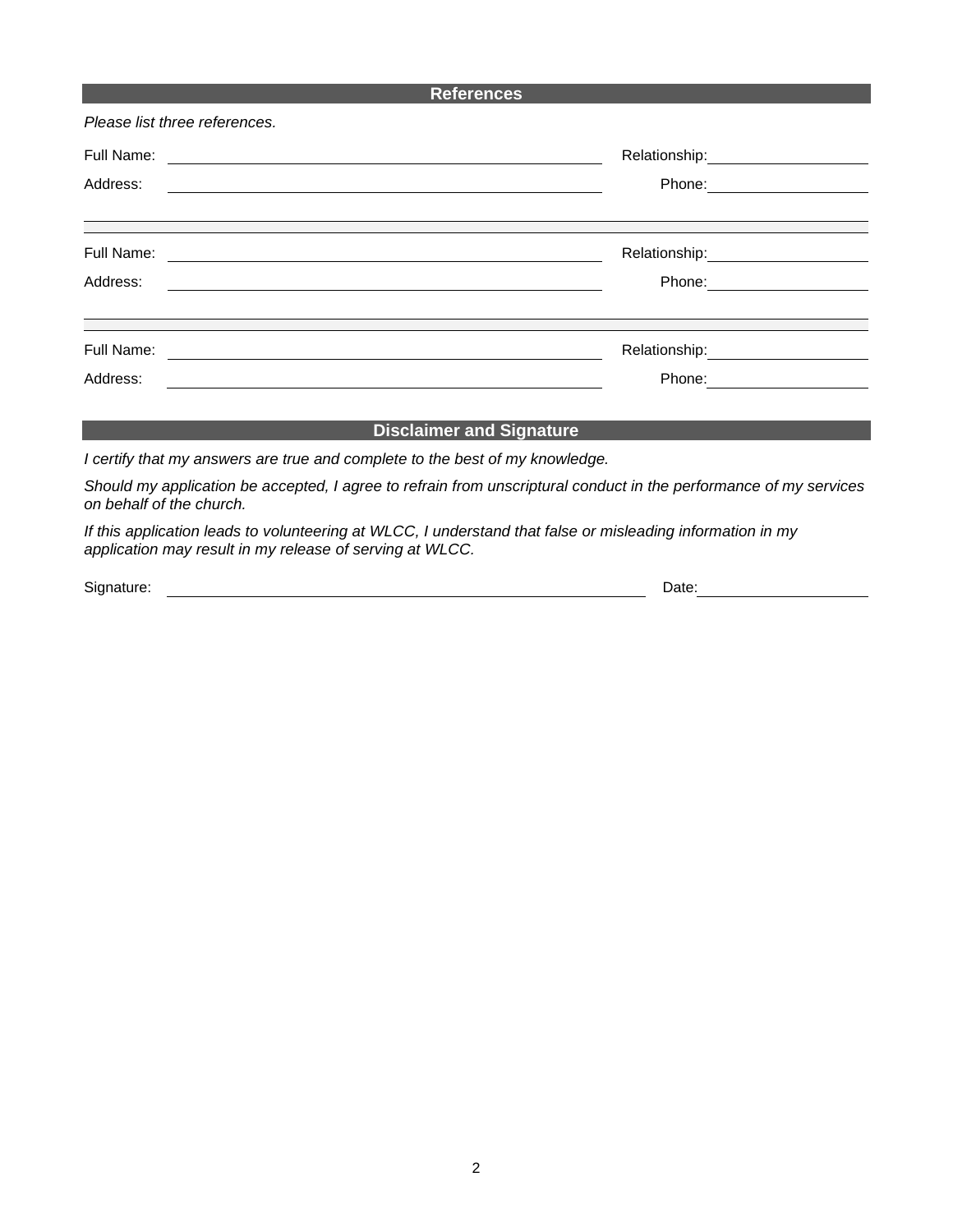## References

*Please list three references.*

Full Name: ______________________________ Relationship: ______________

Address: ______________________________ Phone: ______________

---

Full Name: ______________________________ Relationship: ______________

Address: ______________________________ Phone: ______________

---

Full Name: ______________________________ Relationship: ______________

Address: ______________________________ Phone: ______________

## Disclaimer and Signature

*I certify that my answers are true and complete to the best of my knowledge.*

*Should my application be accepted, I agree to refrain from unscriptural conduct in the performance of my services on behalf of the church.*

*If this application leads to volunteering at WLCC, I understand that false or misleading information in my application may result in my release of serving at WLCC.*

Signature: ______________________________ Date: ______________